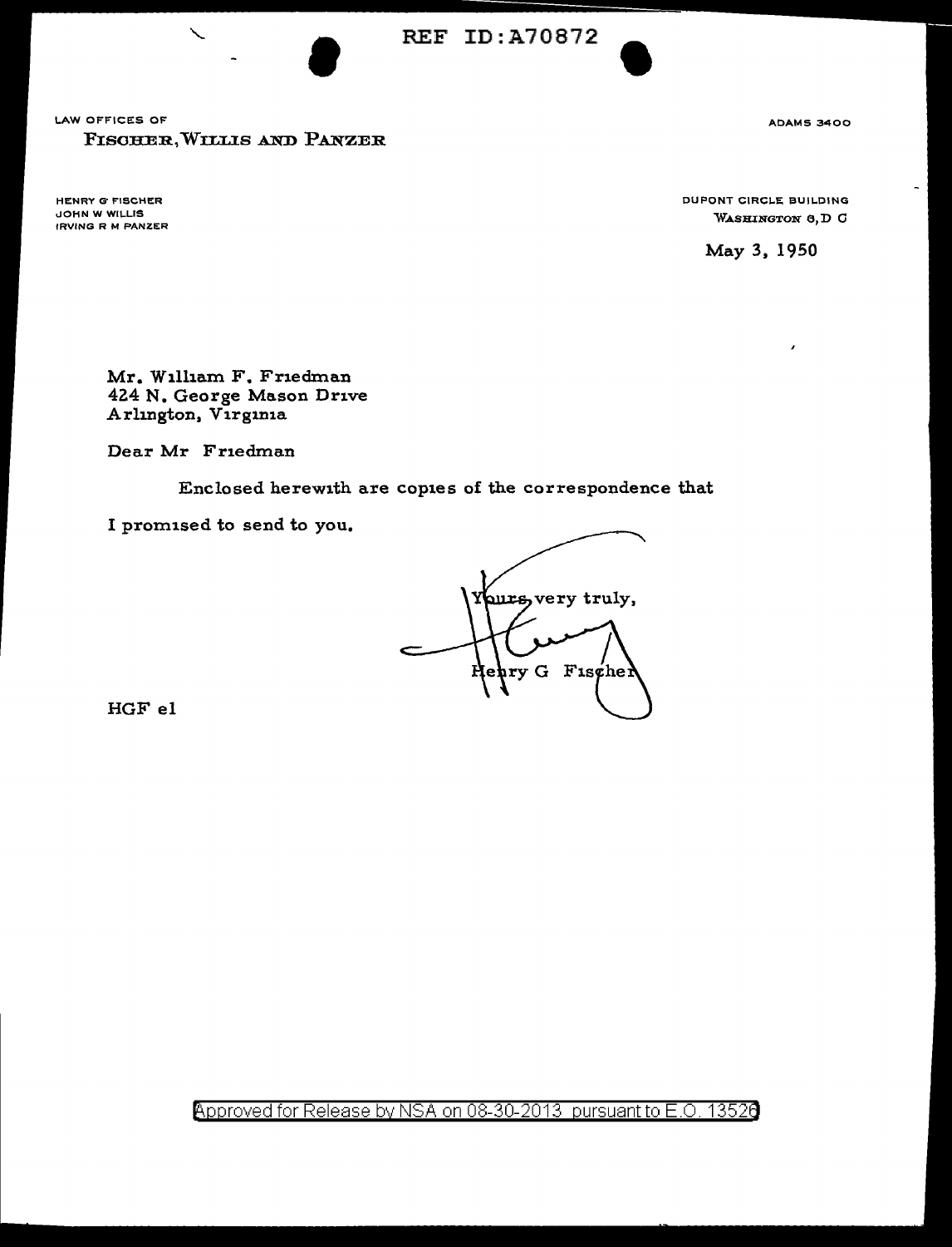REF ID:A70872

LAW OFFICES OF
FISCHER, WILLIS AND PANZER

ADAMS 3400

HENRY G FISCHER
JOHN W WILLIS
IRVING R M PANZER

DUPONT CIRCLE BUILDING
WASHINGTON 6, D C

May 3, 1950

Mr. William F. Friedman
424 N. George Mason Drive
Arlington, Virginia

Dear Mr Friedman

Enclosed herewith are copies of the correspondence that I promised to send to you.

Yours very truly,

Henry G Fischer

HGF el

Approved for Release by NSA on 08-30-2013 pursuant to E.O. 13526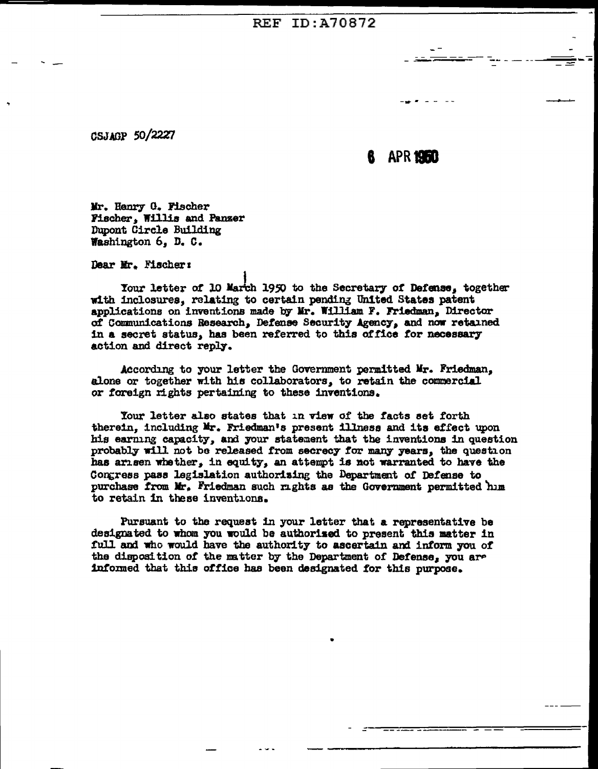CSJAGP 50/2227

6 APR 1950

Mr. Henry O. Fischer
Fischer, Willis and Panzer
Dupont Circle Building
Washington 6, D. C.

Dear Mr. Fischer:

Your letter of 10 March 1950 to the Secretary of Defense, together with inclosures, relating to certain pending United States patent applications on inventions made by Mr. William F. Friedman, Director of Communications Research, Defense Security Agency, and now retained in a secret status, has been referred to this office for necessary action and direct reply.

According to your letter the Government permitted Mr. Friedman, alone or together with his collaborators, to retain the commercial or foreign rights pertaining to these inventions.

Your letter also states that in view of the facts set forth therein, including Mr. Friedman's present illness and its effect upon his earning capacity, and your statement that the inventions in question probably will not be released from secrecy for many years, the question has arisen whether, in equity, an attempt is not warranted to have the Congress pass legislation authorizing the Department of Defense to purchase from Mr. Friedman such rights as the Government permitted him to retain in these inventions.

Pursuant to the request in your letter that a representative be designated to whom you would be authorized to present this matter in full and who would have the authority to ascertain and inform you of the disposition of the matter by the Department of Defense, you are informed that this office has been designated for this purpose.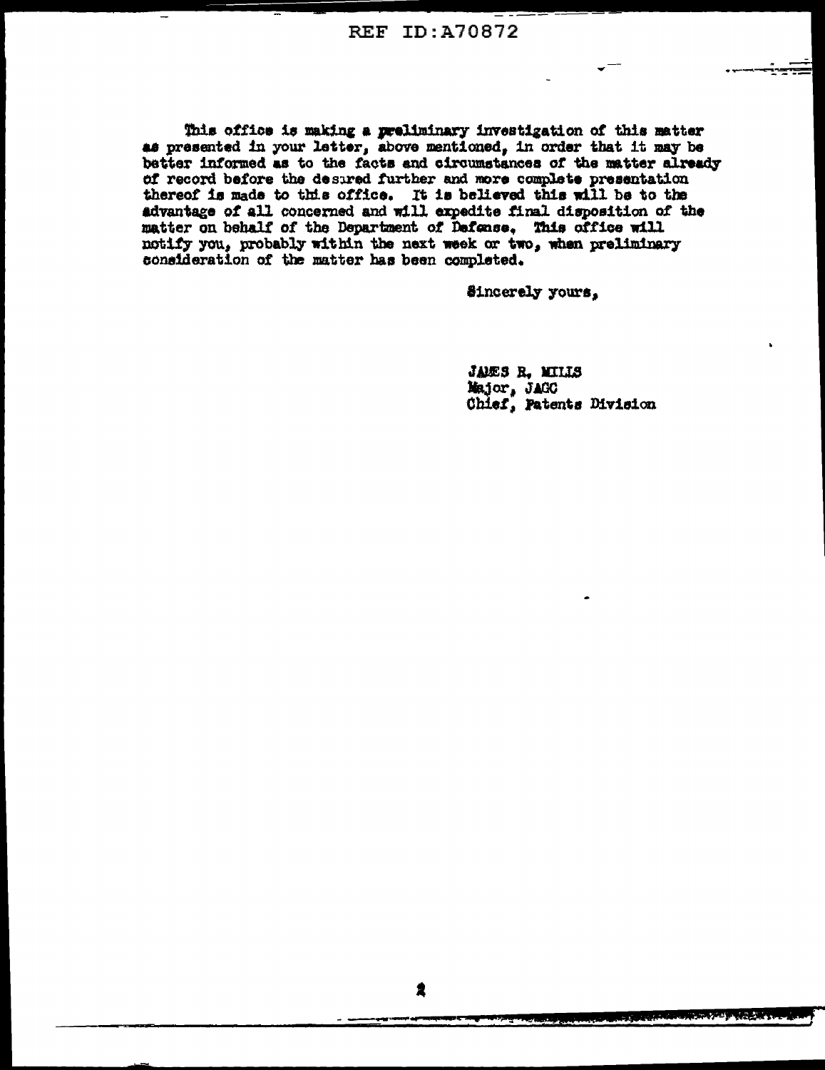This office is making a preliminary investigation of this matter as presented in your letter, above mentioned, in order that it may be better informed as to the facts and circumstances of the matter already of record before the desired further and more complete presentation thereof is made to this office. It is believed this will be to the advantage of all concerned and will expedite final disposition of the matter on behalf of the Department of Defense. This office will notify you, probably within the next week or two, when preliminary consideration of the matter has been completed.

Sincerely yours,

JAMES R. MILLS
Major, JAGC
Chief, Patents Division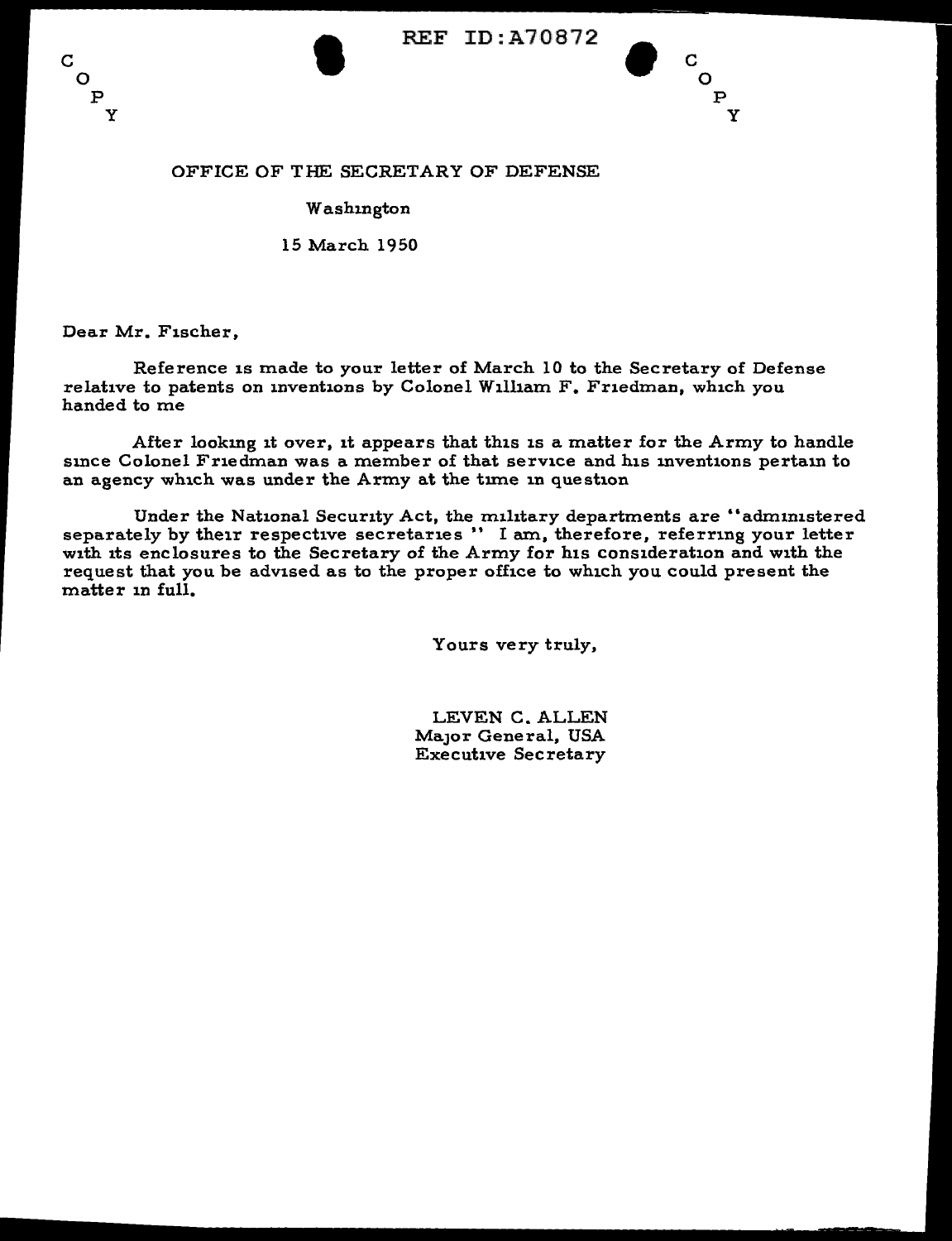REF ID:A70872

COPY

COPY

OFFICE OF THE SECRETARY OF DEFENSE

Washington

15 March 1950

Dear Mr. Fischer,

Reference is made to your letter of March 10 to the Secretary of Defense relative to patents on inventions by Colonel William F. Friedman, which you handed to me

After looking it over, it appears that this is a matter for the Army to handle since Colonel Friedman was a member of that service and his inventions pertain to an agency which was under the Army at the time in question

Under the National Security Act, the military departments are "administered separately by their respective secretaries " I am, therefore, referring your letter with its enclosures to the Secretary of the Army for his consideration and with the request that you be advised as to the proper office to which you could present the matter in full.

Yours very truly,

LEVEN C. ALLEN
Major General, USA
Executive Secretary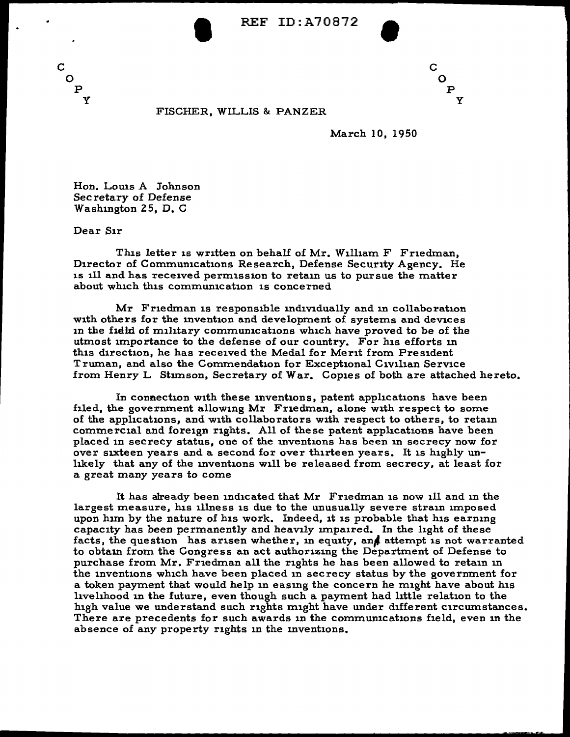C
O
P
Y

C
O
P
Y

FISCHER, WILLIS & PANZER

March 10, 1950

Hon. Louis A Johnson
Secretary of Defense
Washington 25, D. C

Dear Sir

This letter is written on behalf of Mr. William F Friedman, Director of Communications Research, Defense Security Agency. He is ill and has received permission to retain us to pursue the matter about which this communication is concerned

Mr Friedman is responsible individually and in collaboration with others for the invention and development of systems and devices in the fidld of military communications which have proved to be of the utmost importance to the defense of our country. For his efforts in this direction, he has received the Medal for Merit from President Truman, and also the Commendation for Exceptional Civilian Service from Henry L Stimson, Secretary of War. Copies of both are attached hereto.

In connection with these inventions, patent applications have been filed, the government allowing Mr Friedman, alone with respect to some of the applications, and with collaborators with respect to others, to retain commercial and foreign rights. All of these patent applications have been placed in secrecy status, one of the inventions has been in secrecy now for over sixteen years and a second for over thirteen years. It is highly unlikely that any of the inventions will be released from secrecy, at least for a great many years to come

It has already been indicated that Mr Friedman is now ill and in the largest measure, his illness is due to the unusually severe strain imposed upon him by the nature of his work. Indeed, it is probable that his earning capacity has been permanently and heavily impaired. In the light of these facts, the question has arisen whether, in equity, and attempt is not warranted to obtain from the Congress an act authorizing the Department of Defense to purchase from Mr. Friedman all the rights he has been allowed to retain in the inventions which have been placed in secrecy status by the government for a token payment that would help in easing the concern he might have about his livelihood in the future, even though such a payment had little relation to the high value we understand such rights might have under different circumstances. There are precedents for such awards in the communications field, even in the absence of any property rights in the inventions.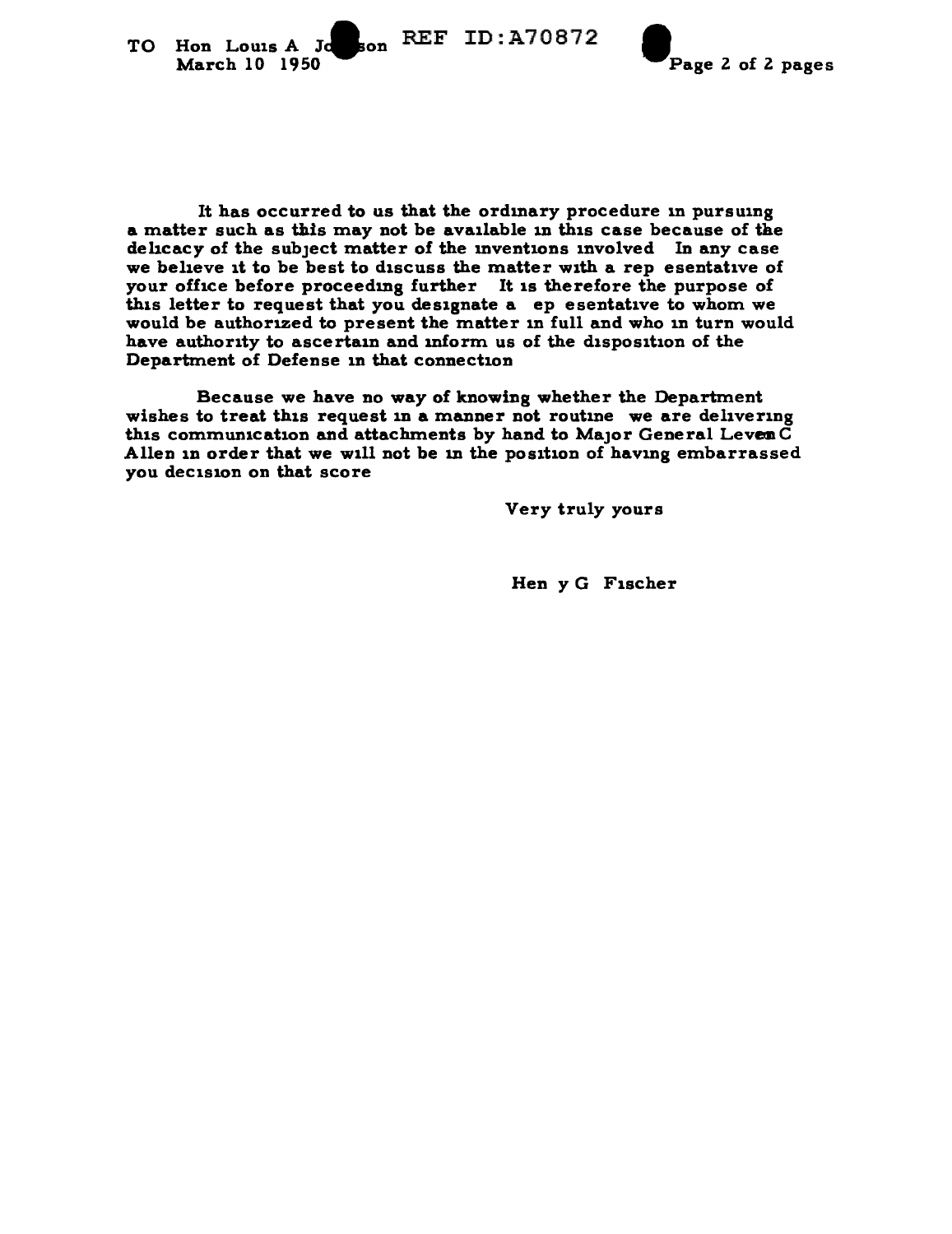It has occurred to us that the ordinary procedure in pursuing a matter such as this may not be available in this case because of the delicacy of the subject matter of the inventions involved In any case we believe it to be best to discuss the matter with a rep esentative of your office before proceeding further It is therefore the purpose of this letter to request that you designate a ep esentative to whom we would be authorized to present the matter in full and who in turn would have authority to ascertain and inform us of the disposition of the Department of Defense in that connection

Because we have no way of knowing whether the Department wishes to treat this request in a manner not routine we are delivering this communication and attachments by hand to Major General Leven C Allen in order that we will not be in the position of having embarrassed you decision on that score

Very truly yours

Hen y G Fischer